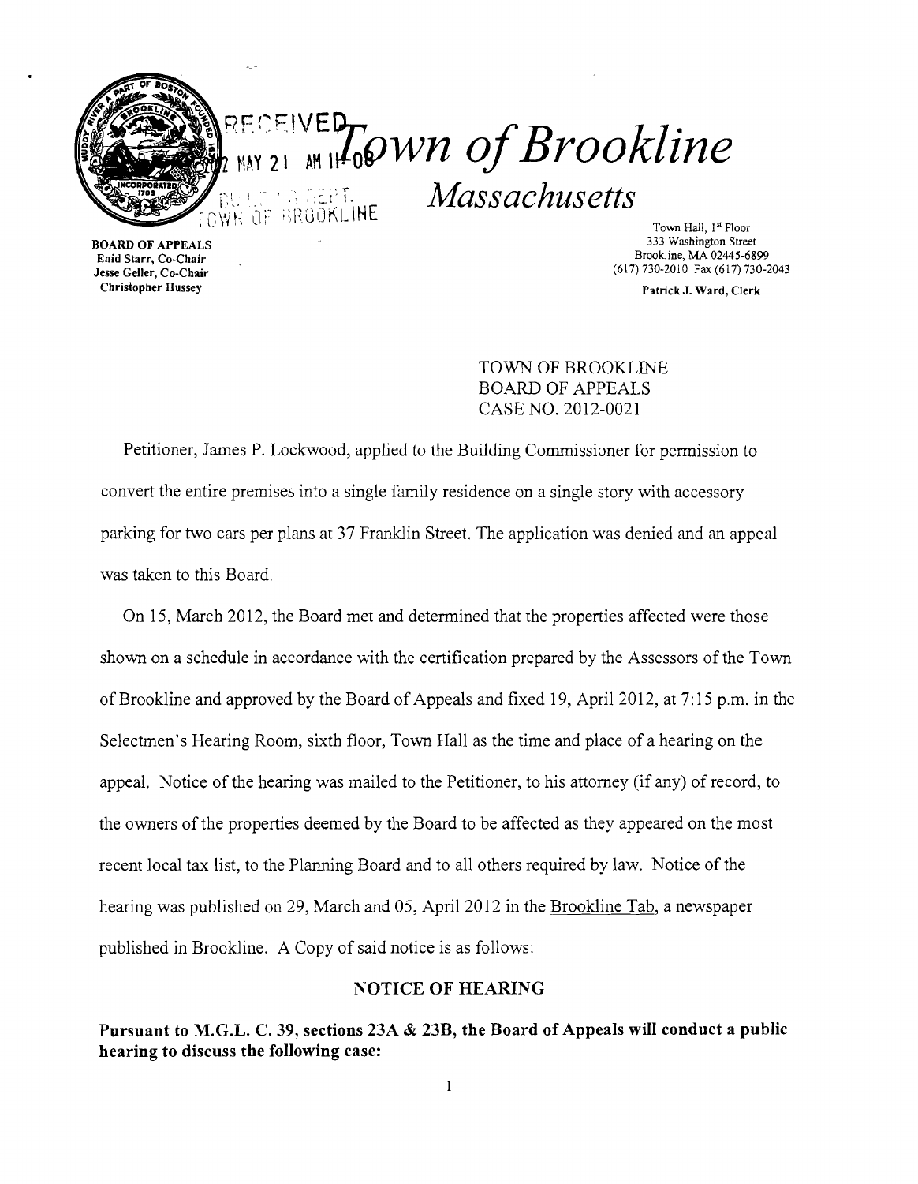# Town of Brookline

## *Massachusetts*

RECEIVED 2012 MAY 21 AM 11:08 BUILDING DEPT. TOWN OF BROOKLINE

BOARD OF APPEALS
Enid Starr, Co-Chair
Jesse Geller, Co-Chair
Christopher Hussey

Town Hall, 1st Floor
333 Washington Street
Brookline, MA 02445-6899
(617) 730-2010 Fax (617) 730-2043
Patrick J. Ward, Clerk

TOWN OF BROOKLINE
BOARD OF APPEALS
CASE NO. 2012-0021

Petitioner, James P. Lockwood, applied to the Building Commissioner for permission to convert the entire premises into a single family residence on a single story with accessory parking for two cars per plans at 37 Franklin Street. The application was denied and an appeal was taken to this Board.

On 15, March 2012, the Board met and determined that the properties affected were those shown on a schedule in accordance with the certification prepared by the Assessors of the Town of Brookline and approved by the Board of Appeals and fixed 19, April 2012, at 7:15 p.m. in the Selectmen's Hearing Room, sixth floor, Town Hall as the time and place of a hearing on the appeal. Notice of the hearing was mailed to the Petitioner, to his attorney (if any) of record, to the owners of the properties deemed by the Board to be affected as they appeared on the most recent local tax list, to the Planning Board and to all others required by law. Notice of the hearing was published on 29, March and 05, April 2012 in the Brookline Tab, a newspaper published in Brookline. A Copy of said notice is as follows:

### NOTICE OF HEARING

**Pursuant to M.G.L. C. 39, sections 23A & 23B, the Board of Appeals will conduct a public hearing to discuss the following case:**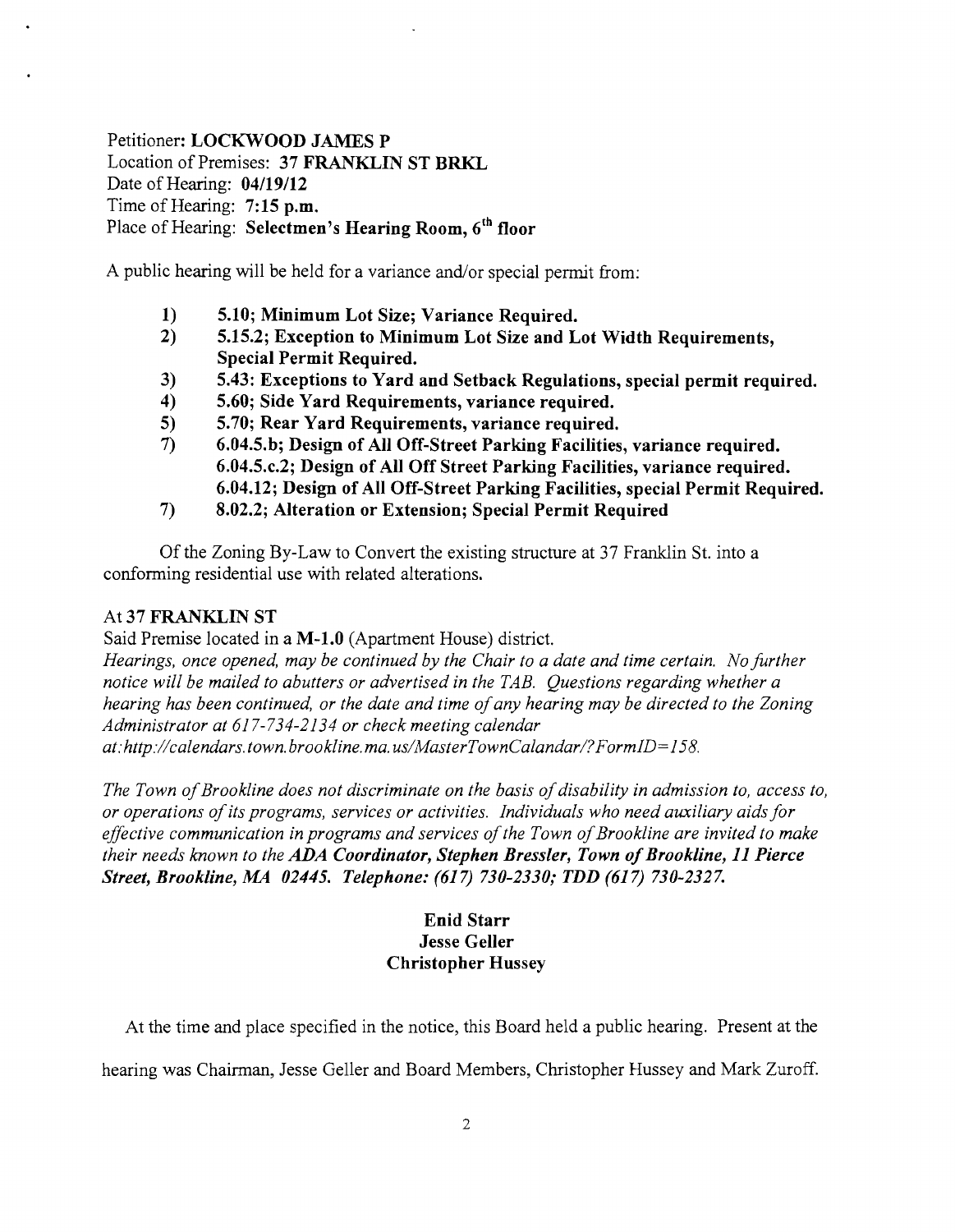Petitioner: **LOCKWOOD JAMES P**
Location of Premises: **37 FRANKLIN ST BRKL**
Date of Hearing: **04/19/12**
Time of Hearing: **7:15 p.m.**
Place of Hearing: **Selectmen's Hearing Room, 6th floor**

A public hearing will be held for a variance and/or special permit from:

1) **5.10; Minimum Lot Size; Variance Required.**
2) **5.15.2; Exception to Minimum Lot Size and Lot Width Requirements, Special Permit Required.**
3) **5.43: Exceptions to Yard and Setback Regulations, special permit required.**
4) **5.60; Side Yard Requirements, variance required.**
5) **5.70; Rear Yard Requirements, variance required.**
7) **6.04.5.b; Design of All Off-Street Parking Facilities, variance required.**
   **6.04.5.c.2; Design of All Off Street Parking Facilities, variance required.**
   **6.04.12; Design of All Off-Street Parking Facilities, special Permit Required.**
7) **8.02.2; Alteration or Extension; Special Permit Required**

Of the Zoning By-Law to Convert the existing structure at 37 Franklin St. into a conforming residential use with related alterations.

At **37 FRANKLIN ST**

Said Premise located in a **M-1.0** (Apartment House) district.

*Hearings, once opened, may be continued by the Chair to a date and time certain. No further notice will be mailed to abutters or advertised in the TAB. Questions regarding whether a hearing has been continued, or the date and time of any hearing may be directed to the Zoning Administrator at 617-734-2134 or check meeting calendar at: http://calendars.town.brookline.ma.us/MasterTownCalandar/?FormID=158.*

*The Town of Brookline does not discriminate on the basis of disability in admission to, access to, or operations of its programs, services or activities. Individuals who need auxiliary aids for effective communication in programs and services of the Town of Brookline are invited to make their needs known to the* ***ADA Coordinator, Stephen Bressler, Town of Brookline, 11 Pierce Street, Brookline, MA 02445. Telephone: (617) 730-2330; TDD (617) 730-2327.***

**Enid Starr**
**Jesse Geller**
**Christopher Hussey**

At the time and place specified in the notice, this Board held a public hearing. Present at the hearing was Chairman, Jesse Geller and Board Members, Christopher Hussey and Mark Zuroff.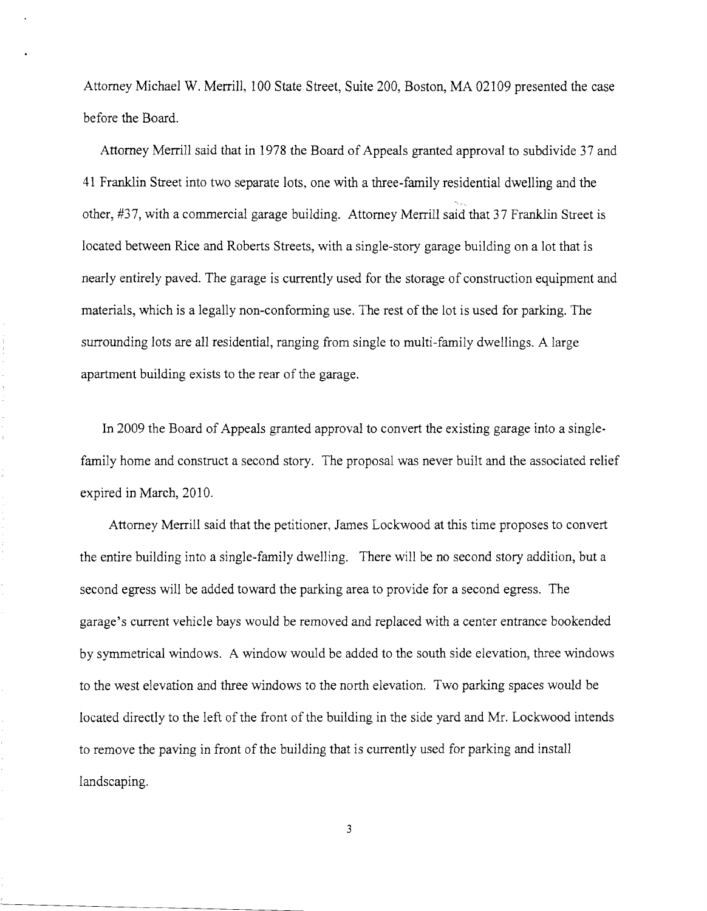Attorney Michael W. Merrill, 100 State Street, Suite 200, Boston, MA 02109 presented the case before the Board.

Attorney Merrill said that in 1978 the Board of Appeals granted approval to subdivide 37 and 41 Franklin Street into two separate lots, one with a three-family residential dwelling and the other, #37, with a commercial garage building. Attorney Merrill said that 37 Franklin Street is located between Rice and Roberts Streets, with a single-story garage building on a lot that is nearly entirely paved. The garage is currently used for the storage of construction equipment and materials, which is a legally non-conforming use. The rest of the lot is used for parking. The surrounding lots are all residential, ranging from single to multi-family dwellings. A large apartment building exists to the rear of the garage.

In 2009 the Board of Appeals granted approval to convert the existing garage into a single-family home and construct a second story. The proposal was never built and the associated relief expired in March, 2010.

Attorney Merrill said that the petitioner, James Lockwood at this time proposes to convert the entire building into a single-family dwelling. There will be no second story addition, but a second egress will be added toward the parking area to provide for a second egress. The garage's current vehicle bays would be removed and replaced with a center entrance bookended by symmetrical windows. A window would be added to the south side elevation, three windows to the west elevation and three windows to the north elevation. Two parking spaces would be located directly to the left of the front of the building in the side yard and Mr. Lockwood intends to remove the paving in front of the building that is currently used for parking and install landscaping.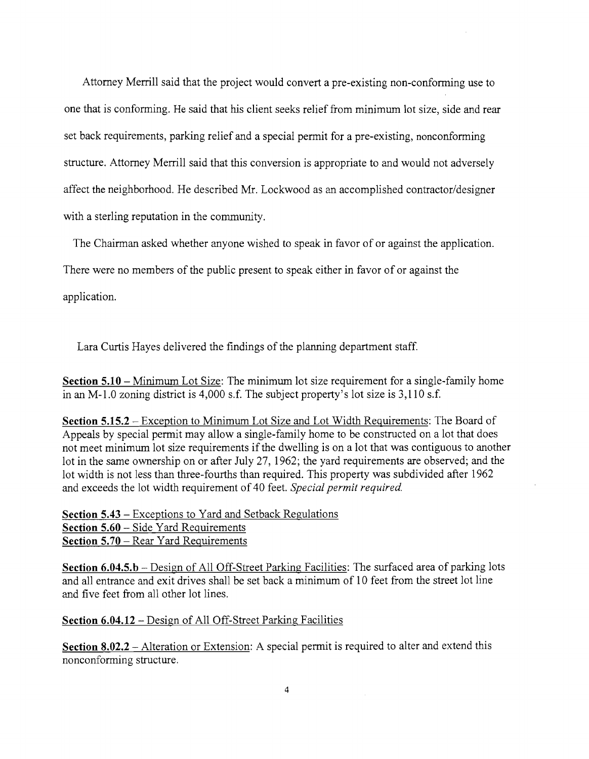Attorney Merrill said that the project would convert a pre-existing non-conforming use to one that is conforming. He said that his client seeks relief from minimum lot size, side and rear set back requirements, parking relief and a special permit for a pre-existing, nonconforming structure. Attorney Merrill said that this conversion is appropriate to and would not adversely affect the neighborhood. He described Mr. Lockwood as an accomplished contractor/designer with a sterling reputation in the community.

The Chairman asked whether anyone wished to speak in favor of or against the application. There were no members of the public present to speak either in favor of or against the application.

Lara Curtis Hayes delivered the findings of the planning department staff.

**Section 5.10** – Minimum Lot Size: The minimum lot size requirement for a single-family home in an M-1.0 zoning district is 4,000 s.f. The subject property's lot size is 3,110 s.f.

**Section 5.15.2** – Exception to Minimum Lot Size and Lot Width Requirements: The Board of Appeals by special permit may allow a single-family home to be constructed on a lot that does not meet minimum lot size requirements if the dwelling is on a lot that was contiguous to another lot in the same ownership on or after July 27, 1962; the yard requirements are observed; and the lot width is not less than three-fourths than required. This property was subdivided after 1962 and exceeds the lot width requirement of 40 feet. *Special permit required.*

**Section 5.43** – Exceptions to Yard and Setback Regulations
**Section 5.60** – Side Yard Requirements
**Section 5.70** – Rear Yard Requirements

**Section 6.04.5.b** – Design of All Off-Street Parking Facilities: The surfaced area of parking lots and all entrance and exit drives shall be set back a minimum of 10 feet from the street lot line and five feet from all other lot lines.

**Section 6.04.12** – Design of All Off-Street Parking Facilities

**Section 8.02.2** – Alteration or Extension: A special permit is required to alter and extend this nonconforming structure.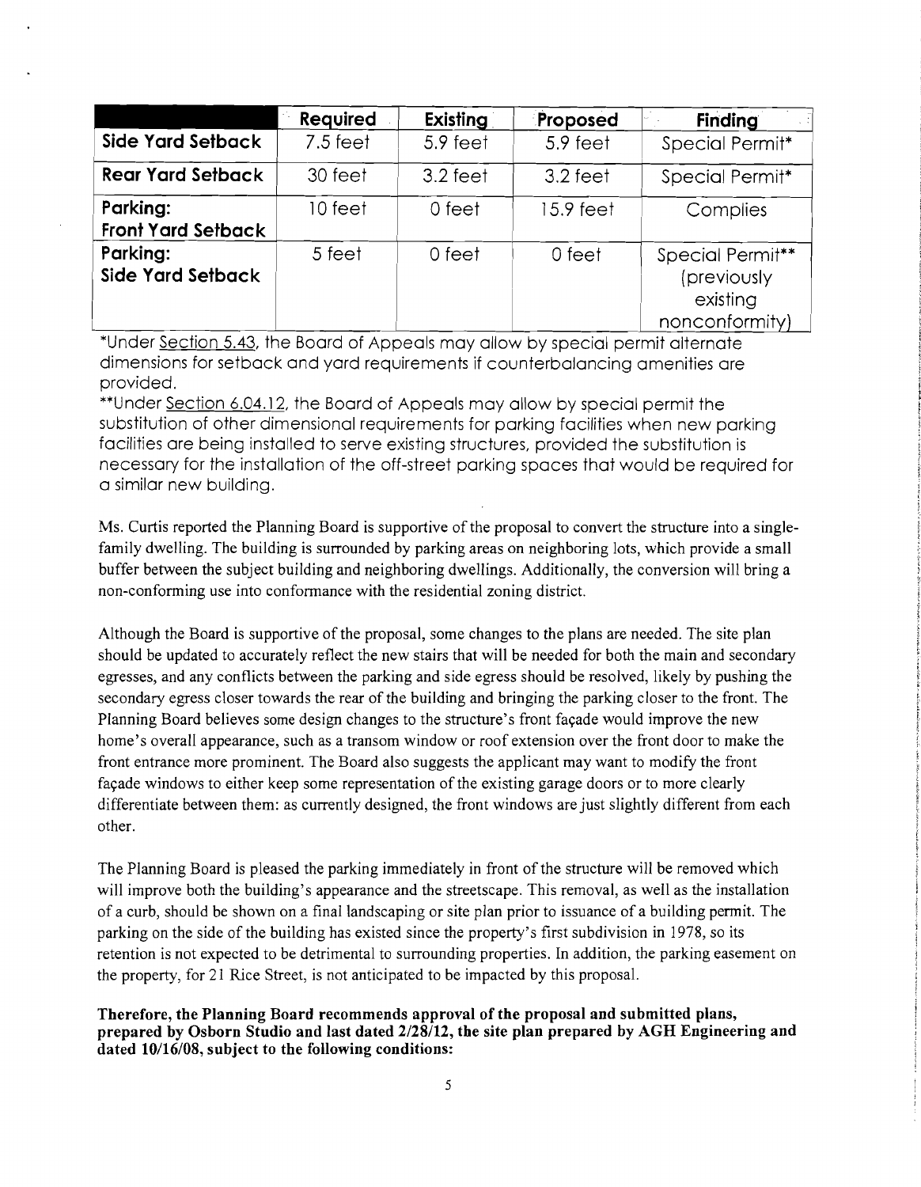| | Required | Existing | Proposed | Finding |
|---|---|---|---|---|
| **Side Yard Setback** | 7.5 feet | 5.9 feet | 5.9 feet | Special Permit* |
| **Rear Yard Setback** | 30 feet | 3.2 feet | 3.2 feet | Special Permit* |
| **Parking: Front Yard Setback** | 10 feet | 0 feet | 15.9 feet | Complies |
| **Parking: Side Yard Setback** | 5 feet | 0 feet | 0 feet | Special Permit** (previously existing nonconformity) |

*Under Section 5.43, the Board of Appeals may allow by special permit alternate dimensions for setback and yard requirements if counterbalancing amenities are provided.

**Under Section 6.04.12, the Board of Appeals may allow by special permit the substitution of other dimensional requirements for parking facilities when new parking facilities are being installed to serve existing structures, provided the substitution is necessary for the installation of the off-street parking spaces that would be required for a similar new building.

Ms. Curtis reported the Planning Board is supportive of the proposal to convert the structure into a single-family dwelling. The building is surrounded by parking areas on neighboring lots, which provide a small buffer between the subject building and neighboring dwellings. Additionally, the conversion will bring a non-conforming use into conformance with the residential zoning district.

Although the Board is supportive of the proposal, some changes to the plans are needed. The site plan should be updated to accurately reflect the new stairs that will be needed for both the main and secondary egresses, and any conflicts between the parking and side egress should be resolved, likely by pushing the secondary egress closer towards the rear of the building and bringing the parking closer to the front. The Planning Board believes some design changes to the structure's front façade would improve the new home's overall appearance, such as a transom window or roof extension over the front door to make the front entrance more prominent. The Board also suggests the applicant may want to modify the front façade windows to either keep some representation of the existing garage doors or to more clearly differentiate between them: as currently designed, the front windows are just slightly different from each other.

The Planning Board is pleased the parking immediately in front of the structure will be removed which will improve both the building's appearance and the streetscape. This removal, as well as the installation of a curb, should be shown on a final landscaping or site plan prior to issuance of a building permit. The parking on the side of the building has existed since the property's first subdivision in 1978, so its retention is not expected to be detrimental to surrounding properties. In addition, the parking easement on the property, for 21 Rice Street, is not anticipated to be impacted by this proposal.

**Therefore, the Planning Board recommends approval of the proposal and submitted plans, prepared by Osborn Studio and last dated 2/28/12, the site plan prepared by AGH Engineering and dated 10/16/08, subject to the following conditions:**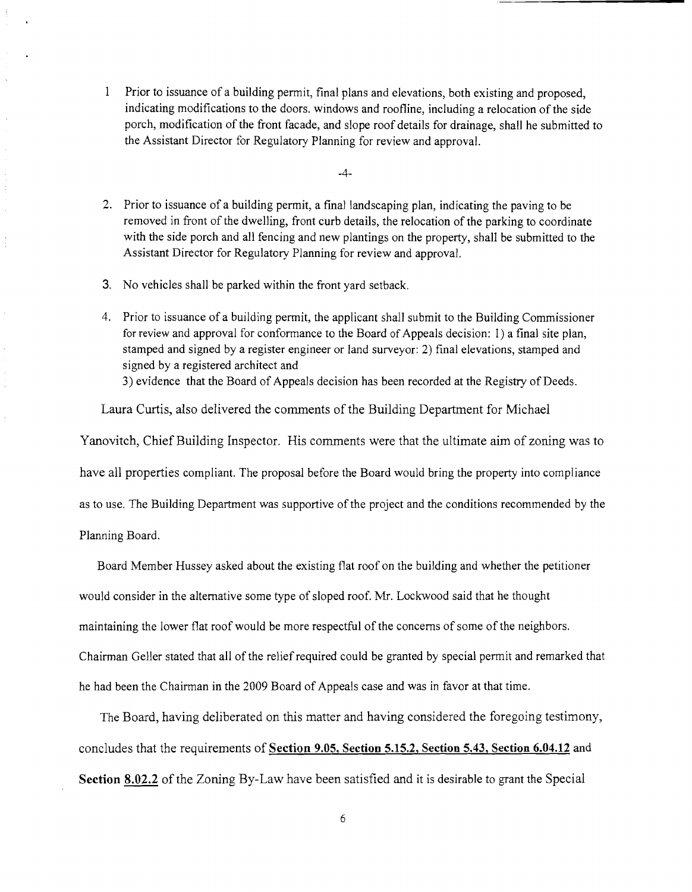1 Prior to issuance of a building permit, final plans and elevations, both existing and proposed, indicating modifications to the doors. windows and roofline, including a relocation of the side porch, modification of the front facade, and slope roof details for drainage, shall he submitted to the Assistant Director for Regulatory Planning for review and approval.

-4-

2. Prior to issuance of a building permit, a final landscaping plan, indicating the paving to be removed in front of the dwelling, front curb details, the relocation of the parking to coordinate with the side porch and all fencing and new plantings on the property, shall be submitted to the Assistant Director for Regulatory Planning for review and approval.

3. No vehicles shall be parked within the front yard setback.

4. Prior to issuance of a building permit, the applicant shall submit to the Building Commissioner for review and approval for conformance to the Board of Appeals decision: 1) a final site plan, stamped and signed by a register engineer or land surveyor: 2) final elevations, stamped and signed by a registered architect and
   3) evidence that the Board of Appeals decision has been recorded at the Registry of Deeds.

Laura Curtis, also delivered the comments of the Building Department for Michael Yanovitch, Chief Building Inspector. His comments were that the ultimate aim of zoning was to have all properties compliant. The proposal before the Board would bring the property into compliance as to use. The Building Department was supportive of the project and the conditions recommended by the Planning Board.

Board Member Hussey asked about the existing flat roof on the building and whether the petitioner would consider in the alternative some type of sloped roof. Mr. Lockwood said that he thought maintaining the lower flat roof would be more respectful of the concerns of some of the neighbors. Chairman Geller stated that all of the relief required could be granted by special permit and remarked that he had been the Chairman in the 2009 Board of Appeals case and was in favor at that time.

The Board, having deliberated on this matter and having considered the foregoing testimony, concludes that the requirements of **Section 9.05, Section 5.15.2, Section 5.43, Section 6.04.12** and **Section 8.02.2** of the Zoning By-Law have been satisfied and it is desirable to grant the Special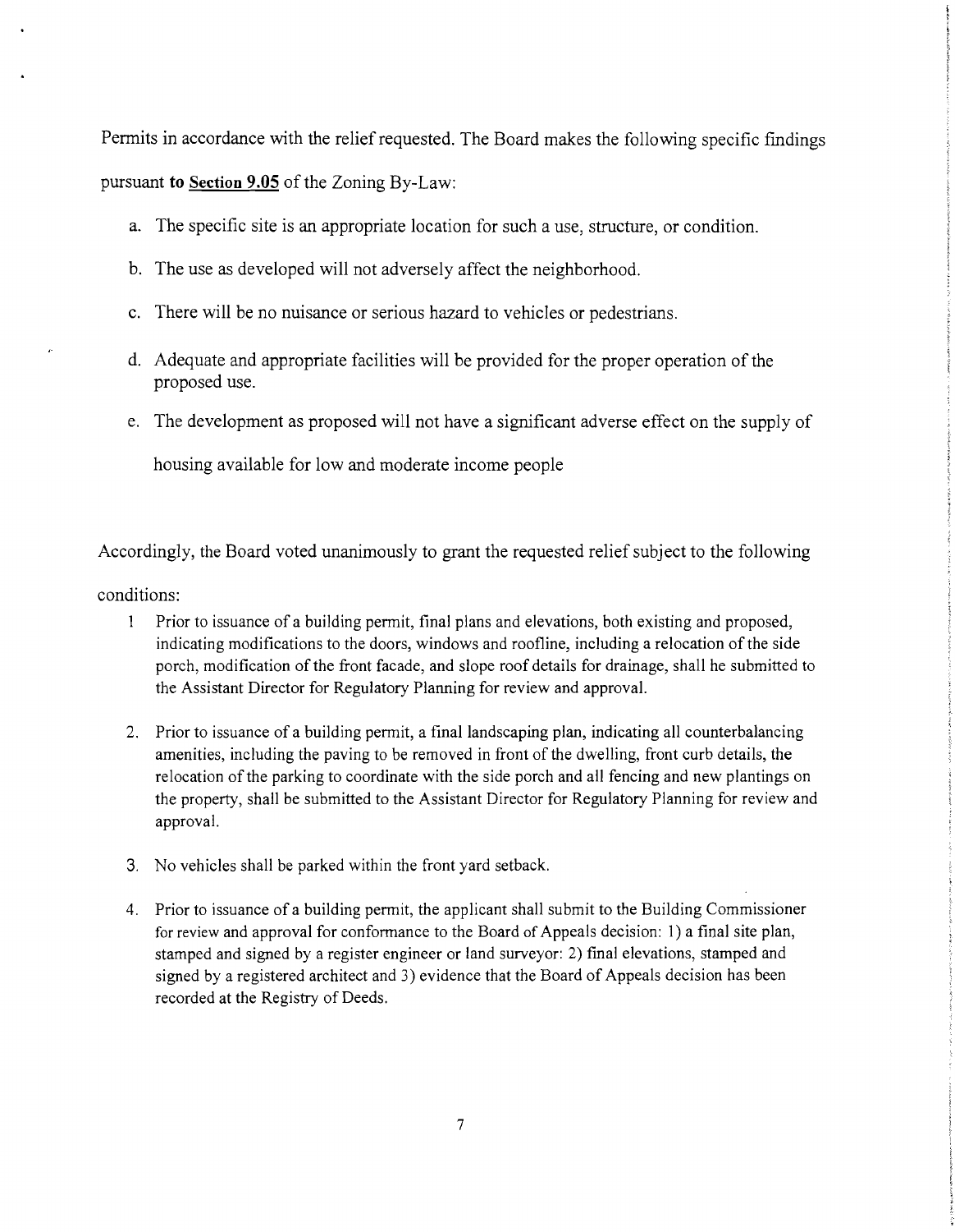Permits in accordance with the relief requested. The Board makes the following specific findings pursuant **to Section 9.05** of the Zoning By-Law:

a. The specific site is an appropriate location for such a use, structure, or condition.

b. The use as developed will not adversely affect the neighborhood.

c. There will be no nuisance or serious hazard to vehicles or pedestrians.

d. Adequate and appropriate facilities will be provided for the proper operation of the proposed use.

e. The development as proposed will not have a significant adverse effect on the supply of housing available for low and moderate income people

Accordingly, the Board voted unanimously to grant the requested relief subject to the following conditions:

1. Prior to issuance of a building permit, final plans and elevations, both existing and proposed, indicating modifications to the doors, windows and roofline, including a relocation of the side porch, modification of the front facade, and slope roof details for drainage, shall he submitted to the Assistant Director for Regulatory Planning for review and approval.

2. Prior to issuance of a building permit, a final landscaping plan, indicating all counterbalancing amenities, including the paving to be removed in front of the dwelling, front curb details, the relocation of the parking to coordinate with the side porch and all fencing and new plantings on the property, shall be submitted to the Assistant Director for Regulatory Planning for review and approval.

3. No vehicles shall be parked within the front yard setback.

4. Prior to issuance of a building permit, the applicant shall submit to the Building Commissioner for review and approval for conformance to the Board of Appeals decision: 1) a final site plan, stamped and signed by a register engineer or land surveyor: 2) final elevations, stamped and signed by a registered architect and 3) evidence that the Board of Appeals decision has been recorded at the Registry of Deeds.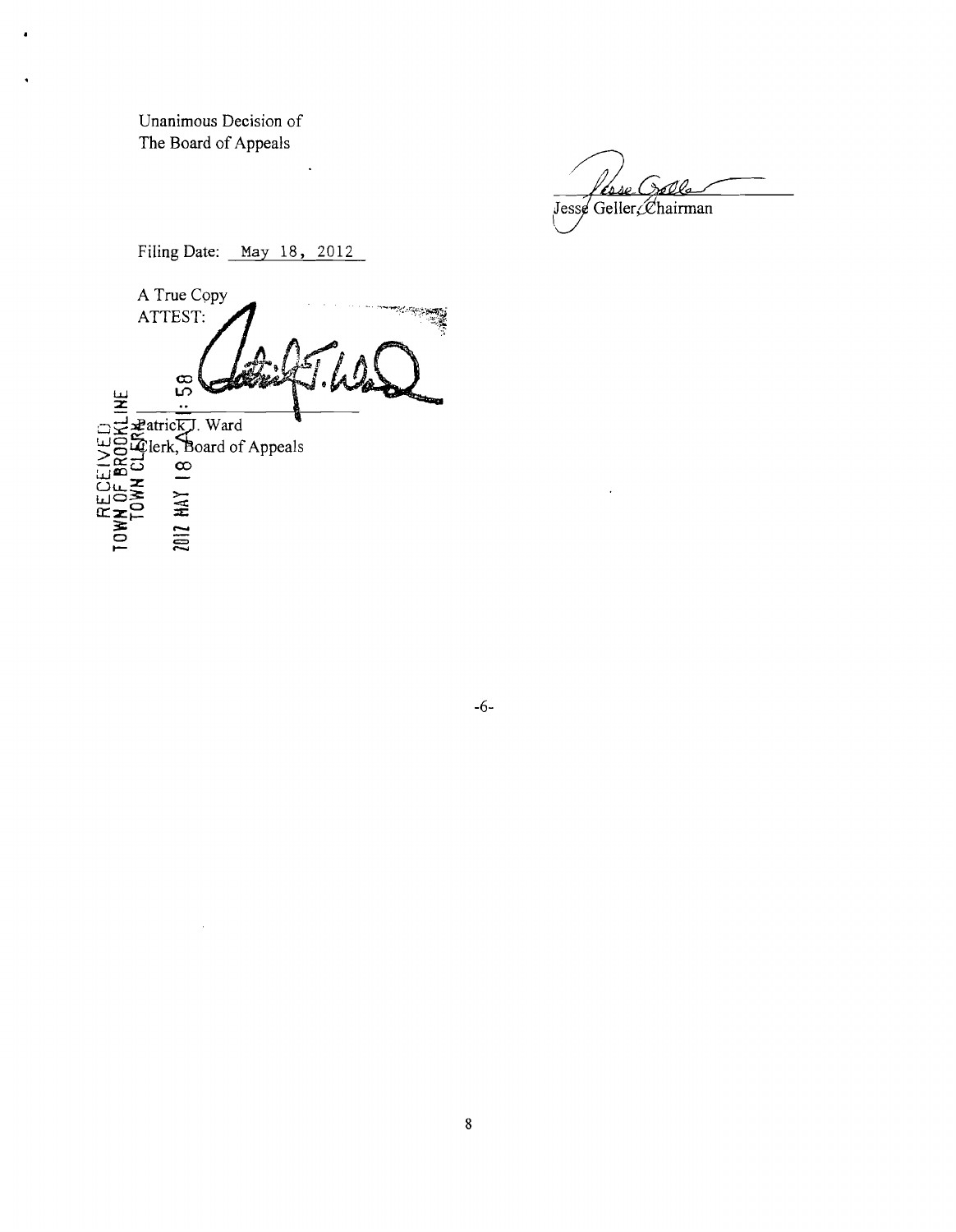Unanimous Decision of
The Board of Appeals

Jesse Geller, Chairman

Filing Date: May 18, 2012

A True Copy
ATTEST:

Patrick J. Ward
Clerk, Board of Appeals

RECEIVED
TOWN OF BROOKLINE
TOWN CLERK
2012 MAY 18 AM 11:58